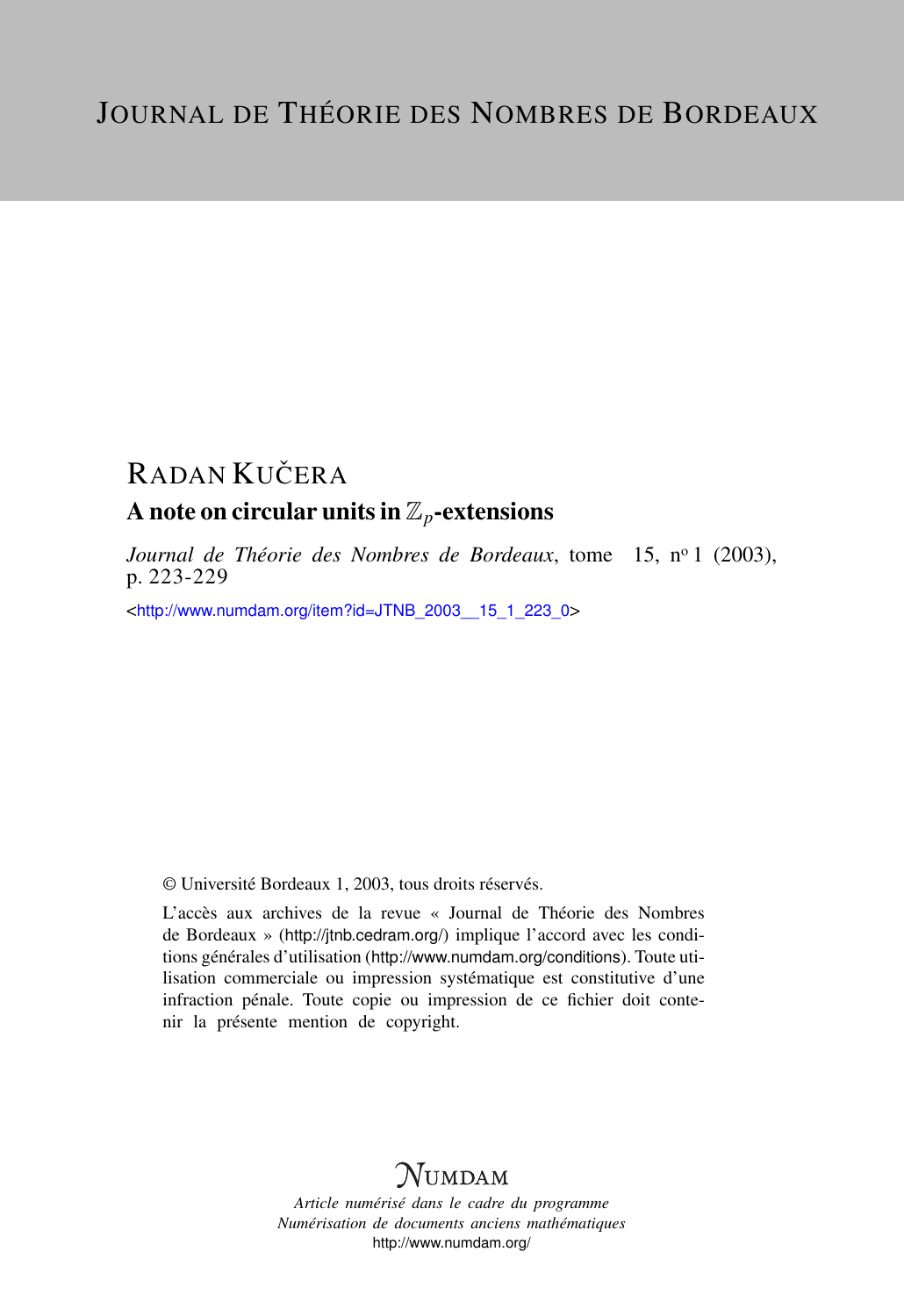# Journal de Théorie des Nombres de Bordeaux

Radan Kučera

## A note on circular units in $\mathbb{Z}_p$-extensions

*Journal de Théorie des Nombres de Bordeaux*, tome 15, n° 1 (2003), p. 223-229

<http://www.numdam.org/item?id=JTNB_2003__15_1_223_0>

© Université Bordeaux 1, 2003, tous droits réservés.

L'accès aux archives de la revue « Journal de Théorie des Nombres de Bordeaux » (http://jtnb.cedram.org/) implique l'accord avec les conditions générales d'utilisation (http://www.numdam.org/conditions). Toute utilisation commerciale ou impression systématique est constitutive d'une infraction pénale. Toute copie ou impression de ce fichier doit contenir la présente mention de copyright.

NUMDAM

*Article numérisé dans le cadre du programme*
*Numérisation de documents anciens mathématiques*
http://www.numdam.org/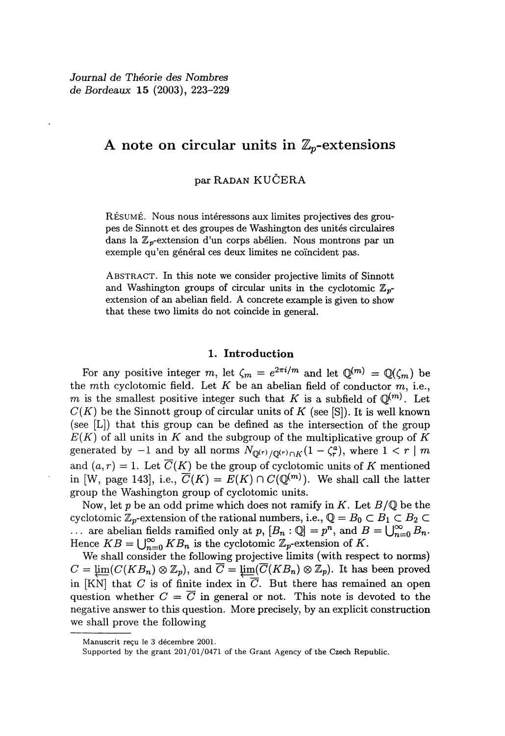Journal de Théorie des Nombres
de Bordeaux **15** (2003), 223–229

# A note on circular units in $\mathbb{Z}_p$-extensions

par Radan Kučera

Résumé. Nous nous intéressons aux limites projectives des groupes de Sinnott et des groupes de Washington des unités circulaires dans la $\mathbb{Z}_p$-extension d'un corps abélien. Nous montrons par un exemple qu'en général ces deux limites ne coïncident pas.

Abstract. In this note we consider projective limits of Sinnott and Washington groups of circular units in the cyclotomic $\mathbb{Z}_p$-extension of an abelian field. A concrete example is given to show that these two limits do not coincide in general.

## 1. Introduction

For any positive integer $m$, let $\zeta_m = e^{2\pi i/m}$ and let $\mathbb{Q}^{(m)} = \mathbb{Q}(\zeta_m)$ be the $m$th cyclotomic field. Let $K$ be an abelian field of conductor $m$, i.e., $m$ is the smallest positive integer such that $K$ is a subfield of $\mathbb{Q}^{(m)}$. Let $C(K)$ be the Sinnott group of circular units of $K$ (see [S]). It is well known (see [L]) that this group can be defined as the intersection of the group $E(K)$ of all units in $K$ and the subgroup of the multiplicative group of $K$ generated by $-1$ and by all norms $N_{\mathbb{Q}^{(r)}/\mathbb{Q}^{(r)}\cap K}(1-\zeta_r^a)$, where $1 < r \mid m$ and $(a, r) = 1$. Let $\overline{C}(K)$ be the group of cyclotomic units of $K$ mentioned in [W, page 143], i.e., $\overline{C}(K) = E(K) \cap C(\mathbb{Q}^{(m)})$. We shall call the latter group the Washington group of cyclotomic units.

Now, let $p$ be an odd prime which does not ramify in $K$. Let $B/\mathbb{Q}$ be the cyclotomic $\mathbb{Z}_p$-extension of the rational numbers, i.e., $\mathbb{Q} = B_0 \subset B_1 \subset B_2 \subset \dots$ are abelian fields ramified only at $p$, $[B_n : \mathbb{Q}] = p^n$, and $B = \bigcup_{n=0}^{\infty} B_n$. Hence $KB = \bigcup_{n=0}^{\infty} KB_n$ is the cyclotomic $\mathbb{Z}_p$-extension of $K$.

We shall consider the following projective limits (with respect to norms) $C = \varprojlim(C(KB_n) \otimes \mathbb{Z}_p)$, and $\overline{C} = \varprojlim(\overline{C}(KB_n) \otimes \mathbb{Z}_p)$. It has been proved in [KN] that $C$ is of finite index in $\overline{C}$. But there has remained an open question whether $C = \overline{C}$ in general or not. This note is devoted to the negative answer to this question. More precisely, by an explicit construction we shall prove the following

Manuscrit reçu le 3 décembre 2001.
Supported by the grant 201/01/0471 of the Grant Agency of the Czech Republic.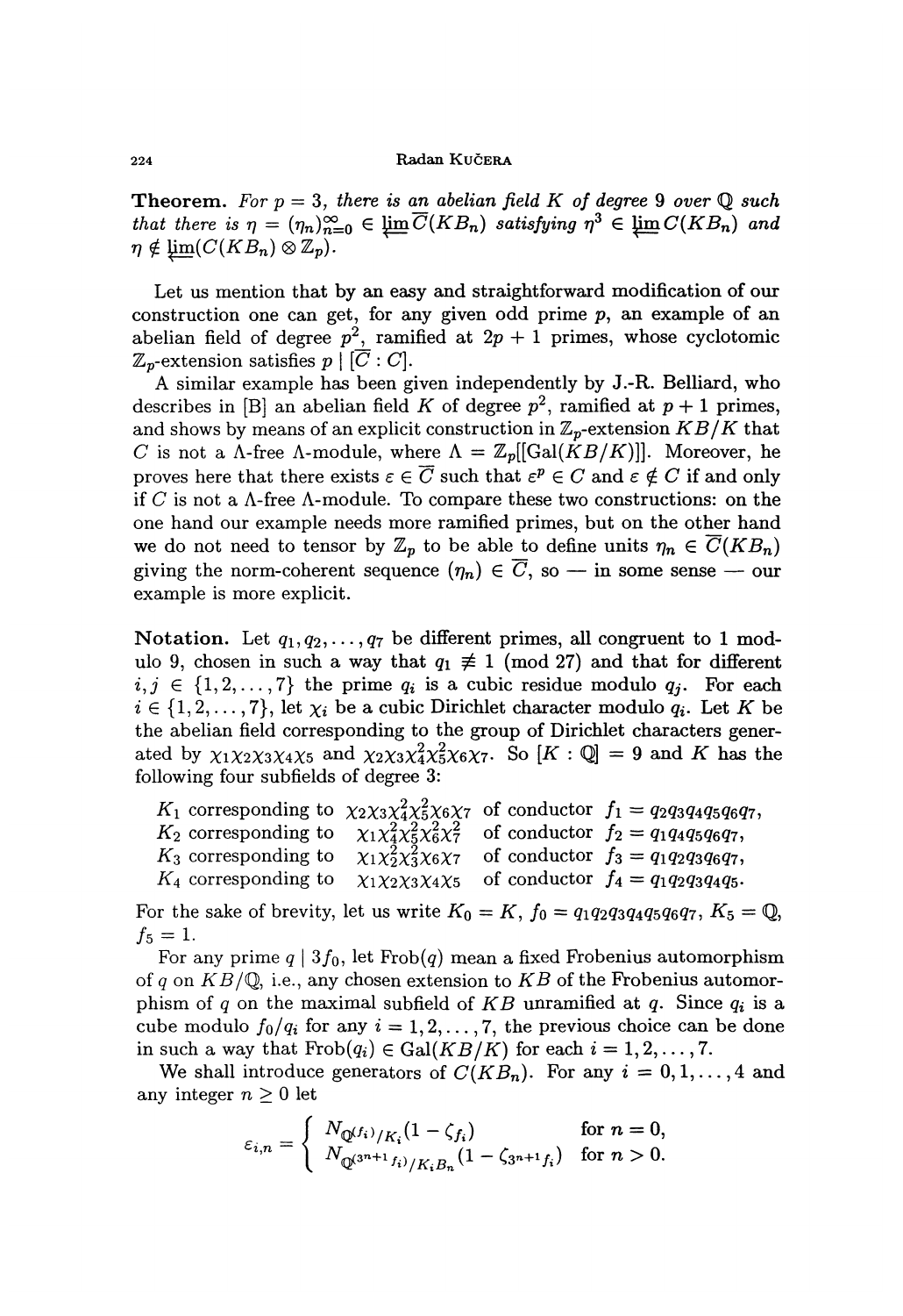**Theorem.** *For $p = 3$, there is an abelian field $K$ of degree 9 over $\mathbb{Q}$ such that there is $\eta = (\eta_n)_{n=0}^{\infty} \in \varprojlim \overline{C}(KB_n)$ satisfying $\eta^3 \in \varprojlim C(KB_n)$ and $\eta \notin \varprojlim(C(KB_n) \otimes \mathbb{Z}_p)$.*

Let us mention that by an easy and straightforward modification of our construction one can get, for any given odd prime $p$, an example of an abelian field of degree $p^2$, ramified at $2p+1$ primes, whose cyclotomic $\mathbb{Z}_p$-extension satisfies $p \mid [\overline{C} : C]$.

A similar example has been given independently by J.-R. Belliard, who describes in [B] an abelian field $K$ of degree $p^2$, ramified at $p+1$ primes, and shows by means of an explicit construction in $\mathbb{Z}_p$-extension $KB/K$ that $C$ is not a $\Lambda$-free $\Lambda$-module, where $\Lambda = \mathbb{Z}_p[[\mathrm{Gal}(KB/K)]]$. Moreover, he proves here that there exists $\varepsilon \in \overline{C}$ such that $\varepsilon^p \in C$ and $\varepsilon \notin C$ if and only if $C$ is not a $\Lambda$-free $\Lambda$-module. To compare these two constructions: on the one hand our example needs more ramified primes, but on the other hand we do not need to tensor by $\mathbb{Z}_p$ to be able to define units $\eta_n \in \overline{C}(KB_n)$ giving the norm-coherent sequence $(\eta_n) \in \overline{C}$, so — in some sense — our example is more explicit.

**Notation.** Let $q_1, q_2, \ldots, q_7$ be different primes, all congruent to 1 modulo 9, chosen in such a way that $q_1 \not\equiv 1 \pmod{27}$ and that for different $i, j \in \{1, 2, \ldots, 7\}$ the prime $q_i$ is a cubic residue modulo $q_j$. For each $i \in \{1, 2, \ldots, 7\}$, let $\chi_i$ be a cubic Dirichlet character modulo $q_i$. Let $K$ be the abelian field corresponding to the group of Dirichlet characters generated by $\chi_1\chi_2\chi_3\chi_4\chi_5$ and $\chi_2\chi_3\chi_4^2\chi_5^2\chi_6\chi_7$. So $[K : \mathbb{Q}] = 9$ and $K$ has the following four subfields of degree 3:

$K_1$ corresponding to $\chi_2\chi_3\chi_4^2\chi_5^2\chi_6\chi_7$ of conductor $f_1 = q_2q_3q_4q_5q_6q_7$,
$K_2$ corresponding to $\chi_1\chi_4^2\chi_5^2\chi_6^2\chi_7^2$ of conductor $f_2 = q_1q_4q_5q_6q_7$,
$K_3$ corresponding to $\chi_1\chi_2^2\chi_3^2\chi_6\chi_7$ of conductor $f_3 = q_1q_2q_3q_6q_7$,
$K_4$ corresponding to $\chi_1\chi_2\chi_3\chi_4\chi_5$ of conductor $f_4 = q_1q_2q_3q_4q_5$.

For the sake of brevity, let us write $K_0 = K$, $f_0 = q_1q_2q_3q_4q_5q_6q_7$, $K_5 = \mathbb{Q}$, $f_5 = 1$.

For any prime $q \mid 3f_0$, let $\mathrm{Frob}(q)$ mean a fixed Frobenius automorphism of $q$ on $KB/\mathbb{Q}$, i.e., any chosen extension to $KB$ of the Frobenius automorphism of $q$ on the maximal subfield of $KB$ unramified at $q$. Since $q_i$ is a cube modulo $f_0/q_i$ for any $i = 1, 2, \ldots, 7$, the previous choice can be done in such a way that $\mathrm{Frob}(q_i) \in \mathrm{Gal}(KB/K)$ for each $i = 1, 2, \ldots, 7$.

We shall introduce generators of $C(KB_n)$. For any $i = 0, 1, \ldots, 4$ and any integer $n \geq 0$ let

$$\varepsilon_{i,n} = \begin{cases} N_{\mathbb{Q}^{(f_i)}/K_i}(1 - \zeta_{f_i}) & \text{for } n = 0, \\ N_{\mathbb{Q}^{(3^{n+1}f_i)}/K_iB_n}(1 - \zeta_{3^{n+1}f_i}) & \text{for } n > 0. \end{cases}$$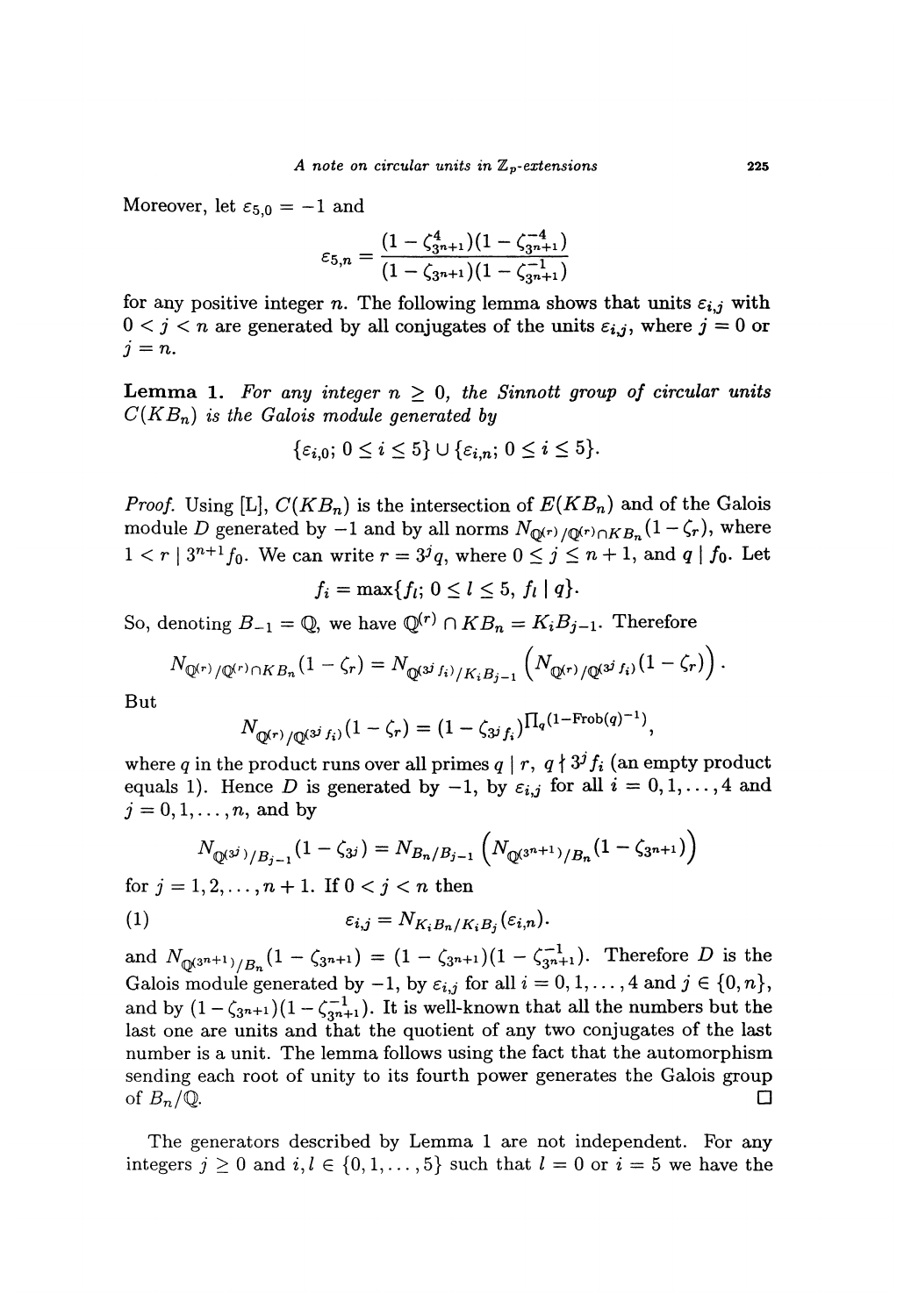Moreover, let $\varepsilon_{5,0} = -1$ and

$$\varepsilon_{5,n} = \frac{(1-\zeta_{3^{n+1}}^4)(1-\zeta_{3^{n+1}}^{-4})}{(1-\zeta_{3^{n+1}})(1-\zeta_{3^{n+1}}^{-1})}$$

for any positive integer $n$. The following lemma shows that units $\varepsilon_{i,j}$ with $0 < j < n$ are generated by all conjugates of the units $\varepsilon_{i,j}$, where $j = 0$ or $j = n$.

**Lemma 1.** *For any integer $n \geq 0$, the Sinnott group of circular units $C(KB_n)$ is the Galois module generated by*

$$\{\varepsilon_{i,0};\ 0 \leq i \leq 5\} \cup \{\varepsilon_{i,n};\ 0 \leq i \leq 5\}.$$

*Proof.* Using [L], $C(KB_n)$ is the intersection of $E(KB_n)$ and of the Galois module $D$ generated by $-1$ and by all norms $N_{\mathbb{Q}^{(r)}/\mathbb{Q}^{(r)}\cap KB_n}(1-\zeta_r)$, where $1 < r \mid 3^{n+1}f_0$. We can write $r = 3^j q$, where $0 \leq j \leq n+1$, and $q \mid f_0$. Let

$$f_i = \max\{f_l;\ 0 \leq l \leq 5,\ f_l \mid q\}.$$

So, denoting $B_{-1} = \mathbb{Q}$, we have $\mathbb{Q}^{(r)} \cap KB_n = K_iB_{j-1}$. Therefore

$$N_{\mathbb{Q}^{(r)}/\mathbb{Q}^{(r)}\cap KB_n}(1-\zeta_r) = N_{\mathbb{Q}^{(3^j f_i)}/K_iB_{j-1}}\left(N_{\mathbb{Q}^{(r)}/\mathbb{Q}^{(3^j f_i)}}(1-\zeta_r)\right).$$

But

$$N_{\mathbb{Q}^{(r)}/\mathbb{Q}^{(3^j f_i)}}(1-\zeta_r) = (1-\zeta_{3^j f_i})^{\prod_q (1-\mathrm{Frob}(q)^{-1})},$$

where $q$ in the product runs over all primes $q \mid r$, $q \nmid 3^j f_i$ (an empty product equals 1). Hence $D$ is generated by $-1$, by $\varepsilon_{i,j}$ for all $i = 0, 1, \dots, 4$ and $j = 0, 1, \dots, n$, and by

$$N_{\mathbb{Q}^{(3^j)}/B_{j-1}}(1-\zeta_{3^j}) = N_{B_n/B_{j-1}}\left(N_{\mathbb{Q}^{(3^{n+1})}/B_n}(1-\zeta_{3^{n+1}})\right)$$

for $j = 1, 2, \dots, n+1$. If $0 < j < n$ then

$$\varepsilon_{i,j} = N_{K_iB_n/K_iB_j}(\varepsilon_{i,n}). \tag{1}$$

and $N_{\mathbb{Q}^{(3^{n+1})}/B_n}(1-\zeta_{3^{n+1}}) = (1-\zeta_{3^{n+1}})(1-\zeta_{3^{n+1}}^{-1})$. Therefore $D$ is the Galois module generated by $-1$, by $\varepsilon_{i,j}$ for all $i = 0, 1, \dots, 4$ and $j \in \{0, n\}$, and by $(1-\zeta_{3^{n+1}})(1-\zeta_{3^{n+1}}^{-1})$. It is well-known that all the numbers but the last one are units and that the quotient of any two conjugates of the last number is a unit. The lemma follows using the fact that the automorphism sending each root of unity to its fourth power generates the Galois group of $B_n/\mathbb{Q}$. $\square$

The generators described by Lemma 1 are not independent. For any integers $j \geq 0$ and $i, l \in \{0, 1, \dots, 5\}$ such that $l = 0$ or $i = 5$ we have the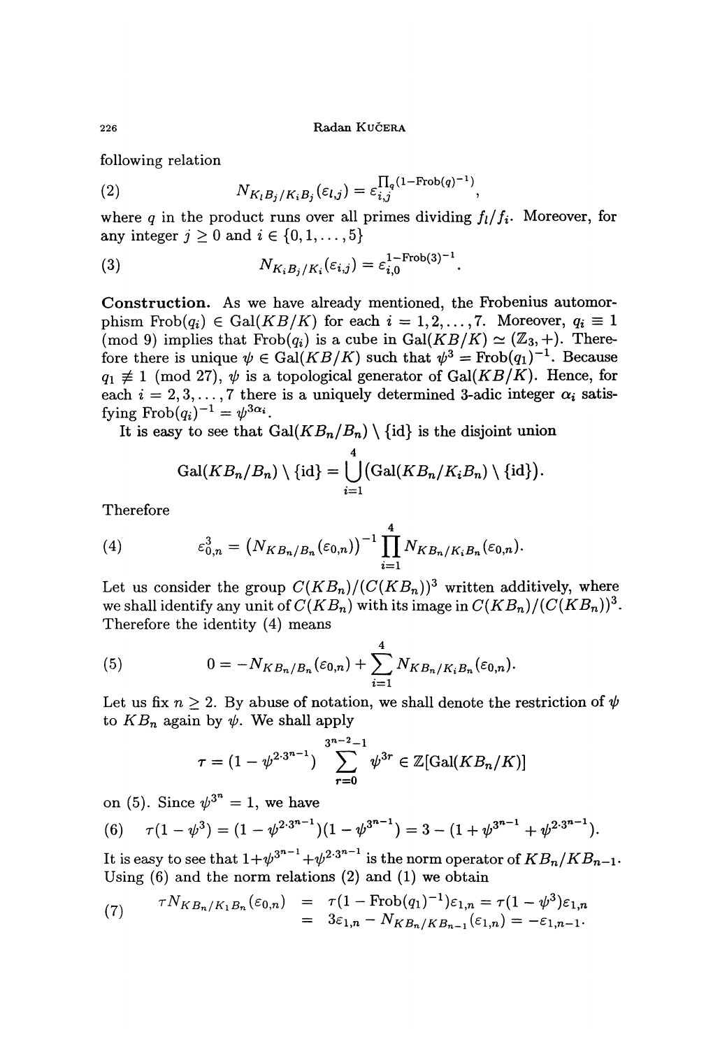following relation

$$N_{K_lB_j/K_iB_j}(\varepsilon_{l,j}) = \varepsilon_{i,j}^{\prod_q (1-\mathrm{Frob}(q)^{-1})}, \tag{2}$$

where $q$ in the product runs over all primes dividing $f_l/f_i$. Moreover, for any integer $j \geq 0$ and $i \in \{0, 1, \ldots, 5\}$

$$N_{K_iB_j/K_i}(\varepsilon_{i,j}) = \varepsilon_{i,0}^{1-\mathrm{Frob}(3)^{-1}}. \tag{3}$$

**Construction.** As we have already mentioned, the Frobenius automorphism $\mathrm{Frob}(q_i) \in \mathrm{Gal}(KB/K)$ for each $i = 1, 2, \ldots, 7$. Moreover, $q_i \equiv 1 \pmod 9$ implies that $\mathrm{Frob}(q_i)$ is a cube in $\mathrm{Gal}(KB/K) \simeq (\mathbb{Z}_3, +)$. Therefore there is unique $\psi \in \mathrm{Gal}(KB/K)$ such that $\psi^3 = \mathrm{Frob}(q_1)^{-1}$. Because $q_1 \not\equiv 1 \pmod{27}$, $\psi$ is a topological generator of $\mathrm{Gal}(KB/K)$. Hence, for each $i = 2, 3, \ldots, 7$ there is a uniquely determined 3-adic integer $\alpha_i$ satisfying $\mathrm{Frob}(q_i)^{-1} = \psi^{3\alpha_i}$.

It is easy to see that $\mathrm{Gal}(KB_n/B_n) \setminus \{\mathrm{id}\}$ is the disjoint union

$$\mathrm{Gal}(KB_n/B_n) \setminus \{\mathrm{id}\} = \bigcup_{i=1}^{4} \bigl(\mathrm{Gal}(KB_n/K_iB_n) \setminus \{\mathrm{id}\}\bigr).$$

Therefore

$$\varepsilon_{0,n}^3 = \bigl(N_{KB_n/B_n}(\varepsilon_{0,n})\bigr)^{-1} \prod_{i=1}^{4} N_{KB_n/K_iB_n}(\varepsilon_{0,n}). \tag{4}$$

Let us consider the group $C(KB_n)/(C(KB_n))^3$ written additively, where we shall identify any unit of $C(KB_n)$ with its image in $C(KB_n)/(C(KB_n))^3$. Therefore the identity (4) means

$$0 = -N_{KB_n/B_n}(\varepsilon_{0,n}) + \sum_{i=1}^{4} N_{KB_n/K_iB_n}(\varepsilon_{0,n}). \tag{5}$$

Let us fix $n \geq 2$. By abuse of notation, we shall denote the restriction of $\psi$ to $KB_n$ again by $\psi$. We shall apply

$$\tau = (1 - \psi^{2\cdot 3^{n-1}}) \sum_{r=0}^{3^{n-2}-1} \psi^{3r} \in \mathbb{Z}[\mathrm{Gal}(KB_n/K)]$$

on (5). Since $\psi^{3^n} = 1$, we have

$$\tau(1 - \psi^3) = (1 - \psi^{2\cdot 3^{n-1}})(1 - \psi^{3^{n-1}}) = 3 - (1 + \psi^{3^{n-1}} + \psi^{2\cdot 3^{n-1}}). \tag{6}$$

It is easy to see that $1+\psi^{3^{n-1}}+\psi^{2\cdot 3^{n-1}}$ is the norm operator of $KB_n/KB_{n-1}$. Using (6) and the norm relations (2) and (1) we obtain

$$\begin{aligned} \tau N_{KB_n/K_1B_n}(\varepsilon_{0,n}) &= \tau(1 - \mathrm{Frob}(q_1)^{-1})\varepsilon_{1,n} = \tau(1 - \psi^3)\varepsilon_{1,n} \\ &= 3\varepsilon_{1,n} - N_{KB_n/KB_{n-1}}(\varepsilon_{1,n}) = -\varepsilon_{1,n-1}. \end{aligned} \tag{7}$$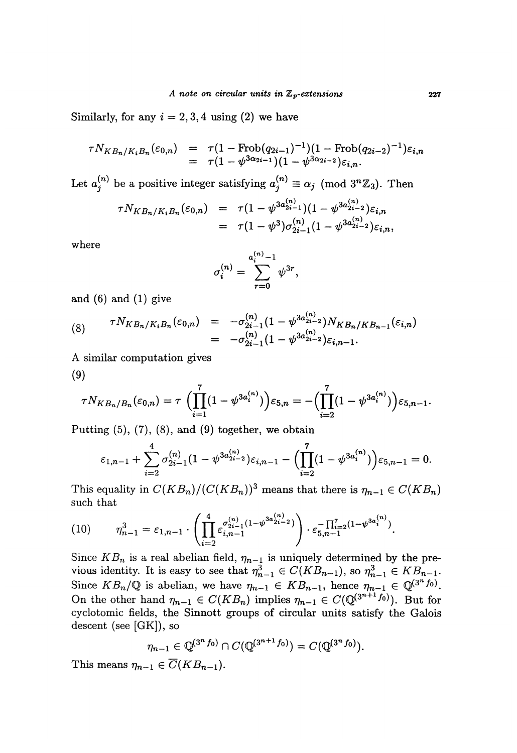Similarly, for any $i = 2, 3, 4$ using (2) we have

$$\begin{aligned}
\tau N_{KB_n/K_iB_n}(\varepsilon_{0,n}) &= \tau(1 - \mathrm{Frob}(q_{2i-1})^{-1})(1 - \mathrm{Frob}(q_{2i-2})^{-1})\varepsilon_{i,n} \\
&= \tau(1 - \psi^{3\alpha_{2i-1}})(1 - \psi^{3\alpha_{2i-2}})\varepsilon_{i,n}.
\end{aligned}$$

Let $a_j^{(n)}$ be a positive integer satisfying $a_j^{(n)} \equiv \alpha_j \pmod{3^n\mathbb{Z}_3}$. Then

$$\begin{aligned}
\tau N_{KB_n/K_iB_n}(\varepsilon_{0,n}) &= \tau(1 - \psi^{3a_{2i-1}^{(n)}})(1 - \psi^{3a_{2i-2}^{(n)}})\varepsilon_{i,n} \\
&= \tau(1 - \psi^3)\sigma_{2i-1}^{(n)}(1 - \psi^{3a_{2i-2}^{(n)}})\varepsilon_{i,n},
\end{aligned}$$

where

$$\sigma_i^{(n)} = \sum_{r=0}^{a_i^{(n)}-1} \psi^{3r},$$

and (6) and (1) give

$$\begin{aligned}
(8) \qquad \tau N_{KB_n/K_iB_n}(\varepsilon_{0,n}) &= -\sigma_{2i-1}^{(n)}(1 - \psi^{3a_{2i-2}^{(n)}})N_{KB_n/KB_{n-1}}(\varepsilon_{i,n}) \\
&= -\sigma_{2i-1}^{(n)}(1 - \psi^{3a_{2i-2}^{(n)}})\varepsilon_{i,n-1}.
\end{aligned}$$

A similar computation gives

(9)

$$\tau N_{KB_n/B_n}(\varepsilon_{0,n}) = \tau\left(\prod_{i=1}^{7}(1 - \psi^{3a_i^{(n)}})\right)\varepsilon_{5,n} = -\left(\prod_{i=2}^{7}(1 - \psi^{3a_i^{(n)}})\right)\varepsilon_{5,n-1}.$$

Putting (5), (7), (8), and (9) together, we obtain

$$\varepsilon_{1,n-1} + \sum_{i=2}^{4} \sigma_{2i-1}^{(n)}(1 - \psi^{3a_{2i-2}^{(n)}})\varepsilon_{i,n-1} - \left(\prod_{i=2}^{7}(1 - \psi^{3a_i^{(n)}})\right)\varepsilon_{5,n-1} = 0.$$

This equality in $C(KB_n)/(C(KB_n))^3$ means that there is $\eta_{n-1} \in C(KB_n)$ such that

$$(10) \qquad \eta_{n-1}^3 = \varepsilon_{1,n-1} \cdot \left(\prod_{i=2}^{4} \varepsilon_{i,n-1}^{\sigma_{2i-1}^{(n)}(1-\psi^{3a_{2i-2}^{(n)}})}\right) \cdot \varepsilon_{5,n-1}^{-\prod_{i=2}^{7}(1-\psi^{3a_i^{(n)}})}.$$

Since $KB_n$ is a real abelian field, $\eta_{n-1}$ is uniquely determined by the previous identity. It is easy to see that $\eta_{n-1}^3 \in C(KB_{n-1})$, so $\eta_{n-1}^3 \in KB_{n-1}$. Since $KB_n/\mathbb{Q}$ is abelian, we have $\eta_{n-1} \in KB_{n-1}$, hence $\eta_{n-1} \in \mathbb{Q}^{(3^n f_0)}$. On the other hand $\eta_{n-1} \in C(KB_n)$ implies $\eta_{n-1} \in C(\mathbb{Q}^{(3^{n+1} f_0)})$. But for cyclotomic fields, the Sinnott groups of circular units satisfy the Galois descent (see [GK]), so

$$\eta_{n-1} \in \mathbb{Q}^{(3^n f_0)} \cap C(\mathbb{Q}^{(3^{n+1} f_0)}) = C(\mathbb{Q}^{(3^n f_0)}).$$

This means $\eta_{n-1} \in \overline{C}(KB_{n-1})$.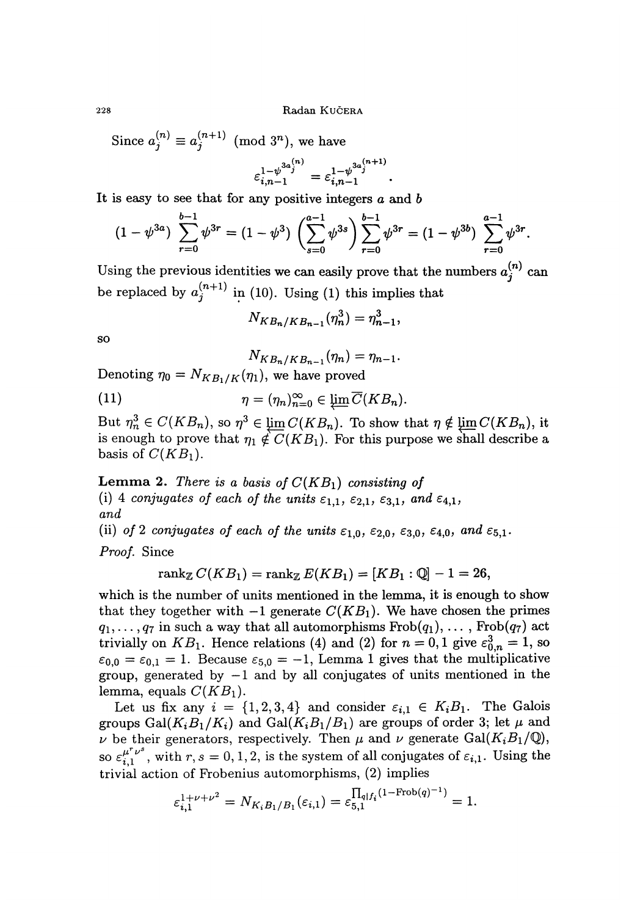Since $a_j^{(n)} \equiv a_j^{(n+1)} \pmod{3^n}$, we have

$$\varepsilon_{i,n-1}^{1-\psi^{3a_j^{(n)}}} = \varepsilon_{i,n-1}^{1-\psi^{3a_j^{(n+1)}}}.$$

It is easy to see that for any positive integers $a$ and $b$

$$(1-\psi^{3a})\sum_{r=0}^{b-1}\psi^{3r} = (1-\psi^3)\left(\sum_{s=0}^{a-1}\psi^{3s}\right)\sum_{r=0}^{b-1}\psi^{3r} = (1-\psi^{3b})\sum_{r=0}^{a-1}\psi^{3r}.$$

Using the previous identities we can easily prove that the numbers $a_j^{(n)}$ can be replaced by $a_j^{(n+1)}$ in (10). Using (1) this implies that

$$N_{KB_n/KB_{n-1}}(\eta_n^3) = \eta_{n-1}^3,$$

so

$$N_{KB_n/KB_{n-1}}(\eta_n) = \eta_{n-1}.$$

Denoting $\eta_0 = N_{KB_1/K}(\eta_1)$, we have proved

$$\eta = (\eta_n)_{n=0}^{\infty} \in \varprojlim \overline{C}(KB_n). \tag{11}$$

But $\eta_n^3 \in C(KB_n)$, so $\eta^3 \in \varprojlim C(KB_n)$. To show that $\eta \notin \varprojlim C(KB_n)$, it is enough to prove that $\eta_1 \notin C(KB_1)$. For this purpose we shall describe a basis of $C(KB_1)$.

**Lemma 2.** *There is a basis of $C(KB_1)$ consisting of*
*(i) 4 conjugates of each of the units $\varepsilon_{1,1}$, $\varepsilon_{2,1}$, $\varepsilon_{3,1}$, and $\varepsilon_{4,1}$,*
*and*
*(ii) of 2 conjugates of each of the units $\varepsilon_{1,0}$, $\varepsilon_{2,0}$, $\varepsilon_{3,0}$, $\varepsilon_{4,0}$, and $\varepsilon_{5,1}$.*

*Proof.* Since

$$\operatorname{rank}_{\mathbb{Z}} C(KB_1) = \operatorname{rank}_{\mathbb{Z}} E(KB_1) = [KB_1 : \mathbb{Q}] - 1 = 26,$$

which is the number of units mentioned in the lemma, it is enough to show that they together with $-1$ generate $C(KB_1)$. We have chosen the primes $q_1, \dots, q_7$ in such a way that all automorphisms $\operatorname{Frob}(q_1), \dots, \operatorname{Frob}(q_7)$ act trivially on $KB_1$. Hence relations (4) and (2) for $n = 0, 1$ give $\varepsilon_{0,n}^3 = 1$, so $\varepsilon_{0,0} = \varepsilon_{0,1} = 1$. Because $\varepsilon_{5,0} = -1$, Lemma 1 gives that the multiplicative group, generated by $-1$ and by all conjugates of units mentioned in the lemma, equals $C(KB_1)$.

Let us fix any $i = \{1, 2, 3, 4\}$ and consider $\varepsilon_{i,1} \in K_iB_1$. The Galois groups $\operatorname{Gal}(K_iB_1/K_i)$ and $\operatorname{Gal}(K_iB_1/B_1)$ are groups of order 3; let $\mu$ and $\nu$ be their generators, respectively. Then $\mu$ and $\nu$ generate $\operatorname{Gal}(K_iB_1/\mathbb{Q})$, so $\varepsilon_{i,1}^{\mu^r\nu^s}$, with $r, s = 0, 1, 2$, is the system of all conjugates of $\varepsilon_{i,1}$. Using the trivial action of Frobenius automorphisms, (2) implies

$$\varepsilon_{i,1}^{1+\nu+\nu^2} = N_{K_iB_1/B_1}(\varepsilon_{i,1}) = \varepsilon_{5,1}^{\prod_{q|f_i}(1-\operatorname{Frob}(q)^{-1})} = 1.$$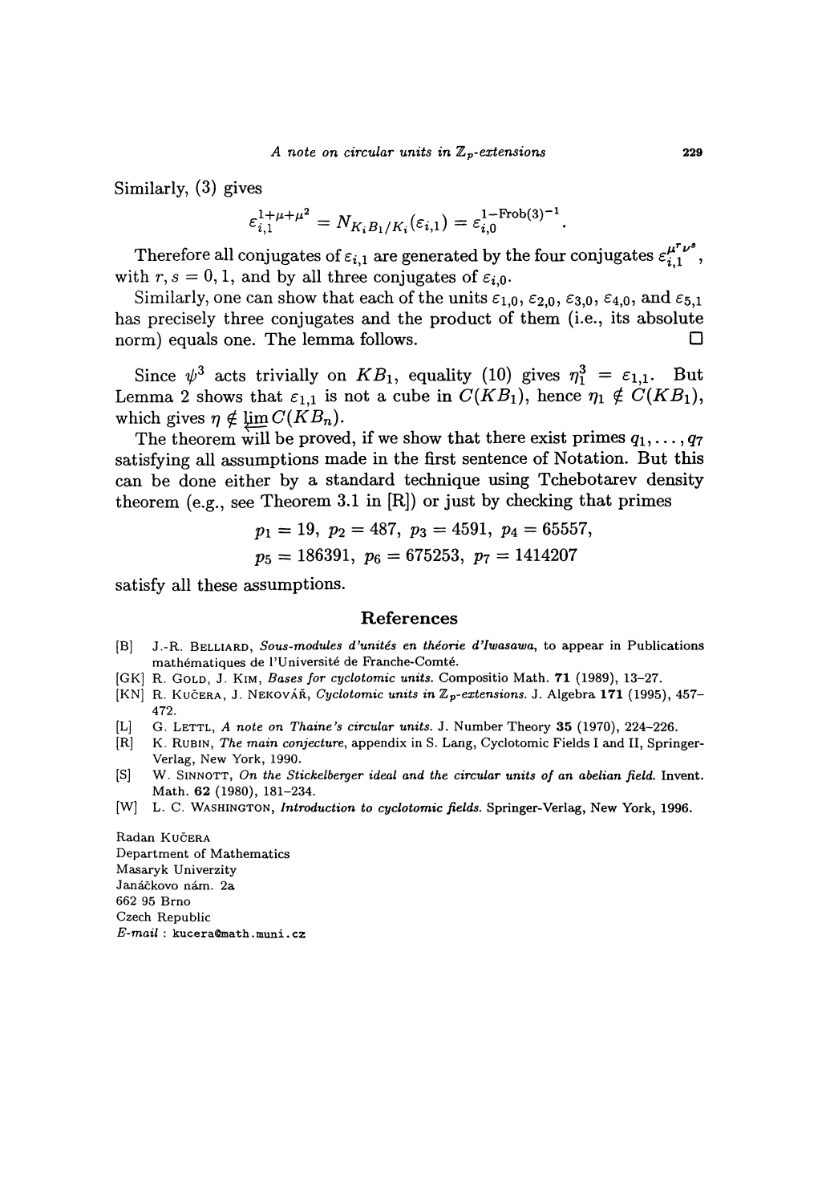Similarly, (3) gives

$$\varepsilon_{i,1}^{1+\mu+\mu^2} = N_{K_iB_1/K_i}(\varepsilon_{i,1}) = \varepsilon_{i,0}^{1-\mathrm{Frob}(3)^{-1}}.$$

Therefore all conjugates of $\varepsilon_{i,1}$ are generated by the four conjugates $\varepsilon_{i,1}^{\mu^r\nu^s}$, with $r, s = 0, 1$, and by all three conjugates of $\varepsilon_{i,0}$.

Similarly, one can show that each of the units $\varepsilon_{1,0}$, $\varepsilon_{2,0}$, $\varepsilon_{3,0}$, $\varepsilon_{4,0}$, and $\varepsilon_{5,1}$ has precisely three conjugates and the product of them (i.e., its absolute norm) equals one. The lemma follows. □

Since $\psi^3$ acts trivially on $KB_1$, equality (10) gives $\eta_1^3 = \varepsilon_{1,1}$. But Lemma 2 shows that $\varepsilon_{1,1}$ is not a cube in $C(KB_1)$, hence $\eta_1 \notin C(KB_1)$, which gives $\eta \notin \varprojlim C(KB_n)$.

The theorem will be proved, if we show that there exist primes $q_1, \ldots, q_7$ satisfying all assumptions made in the first sentence of Notation. But this can be done either by a standard technique using Tchebotarev density theorem (e.g., see Theorem 3.1 in [R]) or just by checking that primes

$$p_1 = 19,\ p_2 = 487,\ p_3 = 4591,\ p_4 = 65557,$$
$$p_5 = 186391,\ p_6 = 675253,\ p_7 = 1414207$$

satisfy all these assumptions.

## References

[B] J.-R. Belliard, *Sous-modules d'unités en théorie d'Iwasawa*, to appear in Publications mathématiques de l'Université de Franche-Comté.

[GK] R. Gold, J. Kim, *Bases for cyclotomic units.* Compositio Math. **71** (1989), 13–27.

[KN] R. Kučera, J. Nekovář, *Cyclotomic units in $\mathbb{Z}_p$-extensions.* J. Algebra **171** (1995), 457–472.

[L] G. Lettl, *A note on Thaine's circular units.* J. Number Theory **35** (1970), 224–226.

[R] K. Rubin, *The main conjecture*, appendix in S. Lang, Cyclotomic Fields I and II, Springer-Verlag, New York, 1990.

[S] W. Sinnott, *On the Stickelberger ideal and the circular units of an abelian field.* Invent. Math. **62** (1980), 181–234.

[W] L. C. Washington, *Introduction to cyclotomic fields.* Springer-Verlag, New York, 1996.

Radan Kučera
Department of Mathematics
Masaryk Univerzity
Janáčkovo nám. 2a
662 95 Brno
Czech Republic
*E-mail* : kucera@math.muni.cz